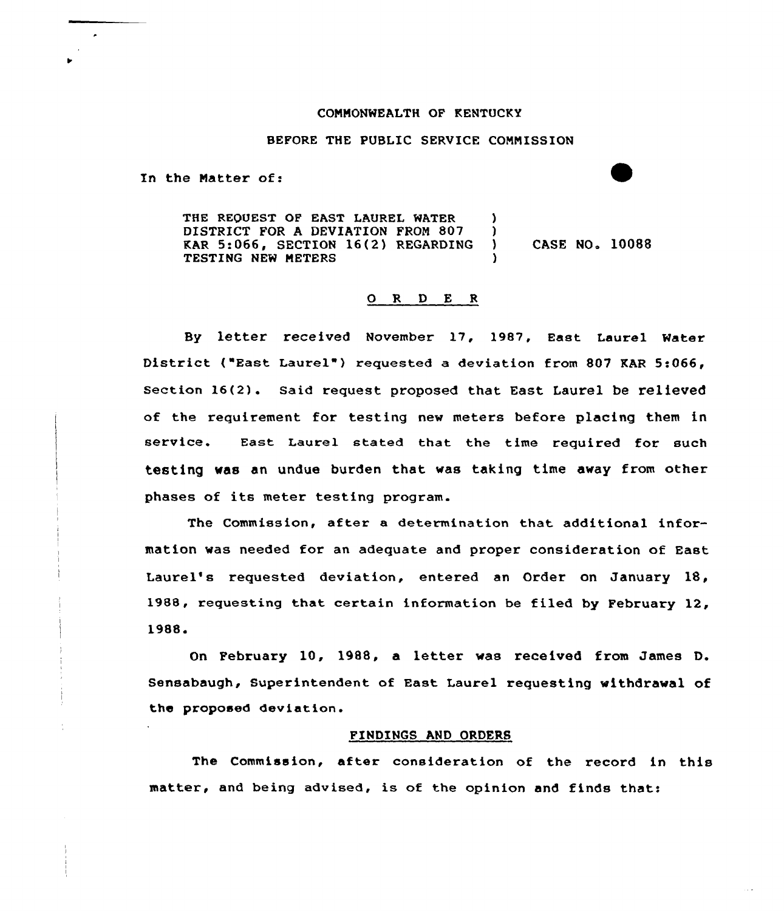COMMONWEALTH OF KENTUCKY

BEFORE THE PUBLIC SERVICE COMMISSION

In the Matter of:

| | | |
|---|---|---|
| THE REQUEST OF EAST LAUREL WATER DISTRICT FOR A DEVIATION FROM 807 KAR 5:066, SECTION 16(2) REGARDING TESTING NEW METERS | ) ) ) ) | CASE NO. 10088 |

## O R D E R

By letter received November 17, 1987, East Laurel Water District ("East Laurel") requested a deviation from 807 KAR 5:066, Section 16(2). Said request proposed that East Laurel be relieved of the requirement for testing new meters before placing them in service. East Laurel stated that the time required for such testing was an undue burden that was taking time away from other phases of its meter testing program.

The Commission, after a determination that additional information was needed for an adequate and proper consideration of East Laurel's requested deviation, entered an Order on January 18, 1988, requesting that certain information be filed by February 12, 1988.

On February 10, 1988, a letter was received from James D. Sensabaugh, Superintendent of East Laurel requesting withdrawal of the proposed deviation.

### FINDINGS AND ORDERS

The Commission, after consideration of the record in this matter, and being advised, is of the opinion and finds that: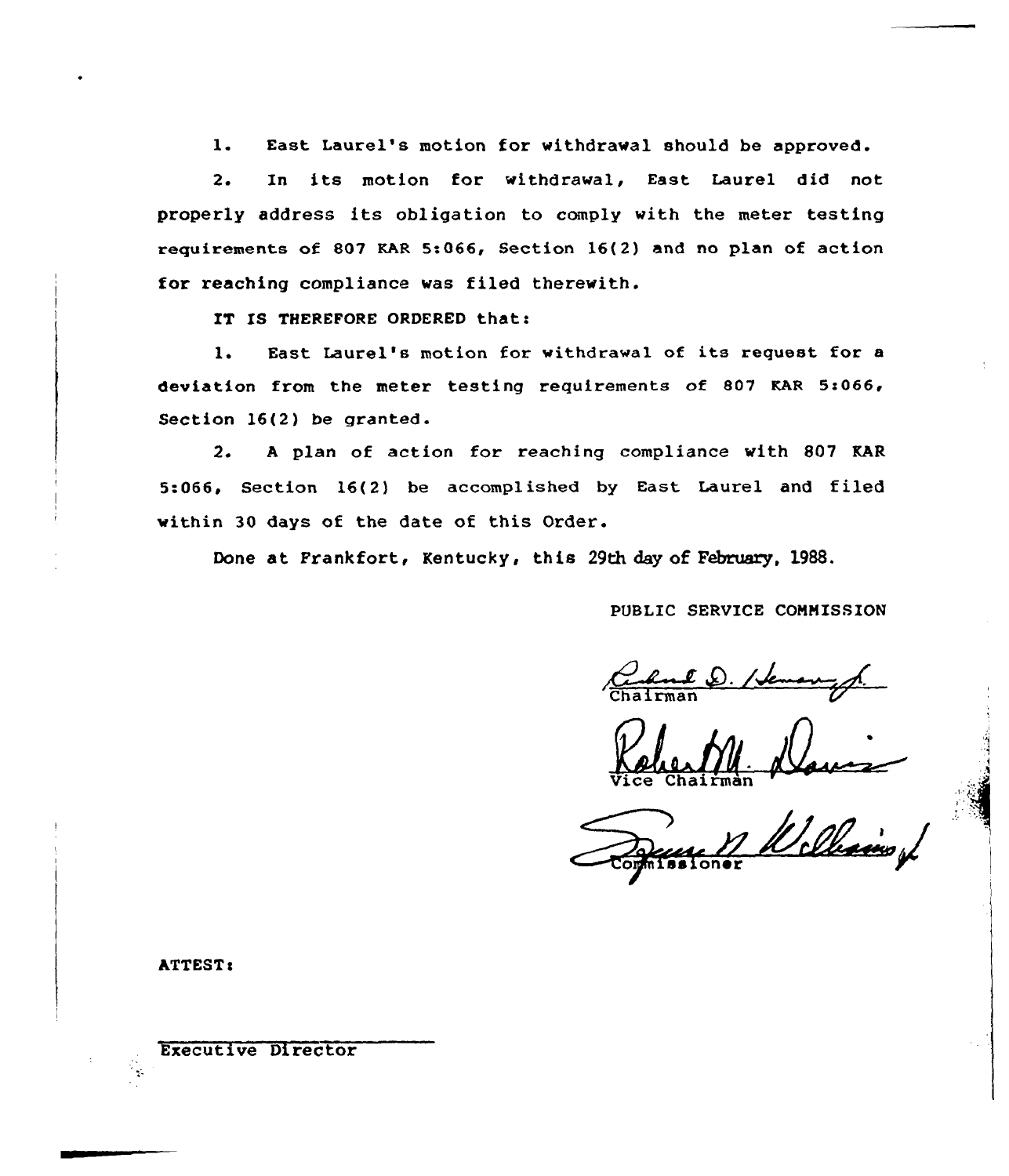1. East Laurel's motion for withdrawal should be approved.

2. In its motion for withdrawal, East Laurel did not properly address its obligation to comply with the meter testing requirements of 807 KAR 5:066, Section 16(2) and no plan of action for reaching compliance was filed therewith.

IT IS THEREFORE ORDERED that:

1. East Laurel's motion for withdrawal of its request for a deviation from the meter testing requirements of 807 KAR 5:066, Section 16(2) be granted.

2. A plan of action for reaching compliance with 807 KAR 5:066, Section 16(2) be accomplished by East Laurel and filed within 30 days of the date of this Order.

Done at Frankfort, Kentucky, this 29th day of February, 1988.

PUBLIC SERVICE COMMISSION

Chairman

Vice Chairman

Commissioner

ATTEST:

Executive Director